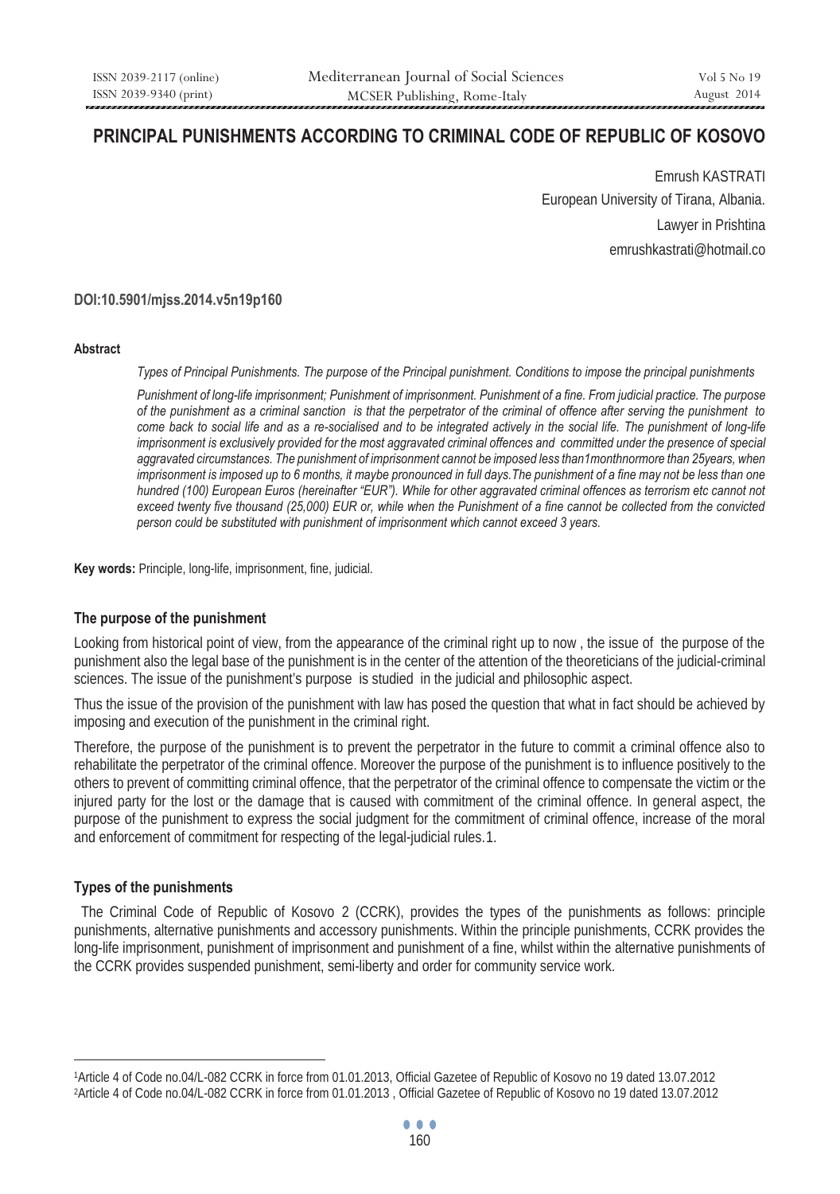# PRINCIPAL PUNISHMENTS ACCORDING TO CRIMINAL CODE OF REPUBLIC OF KOSOVO

Emrush KASTRATI

European University of Tirana, Albania.

Lawyer in Prishtina

emrushkastrati@hotmail.co

**DOI:10.5901/mjss.2014.v5n19p160**

**Abstract**

*Types of Principal Punishments. The purpose of the Principal punishment. Conditions to impose the principal punishments*

*Punishment of long-life imprisonment; Punishment of imprisonment. Punishment of a fine. From judicial practice. The purpose of the punishment as a criminal sanction is that the perpetrator of the criminal of offence after serving the punishment to come back to social life and as a re-socialised and to be integrated actively in the social life. The punishment of long-life imprisonment is exclusively provided for the most aggravated criminal offences and committed under the presence of special aggravated circumstances. The punishment of imprisonment cannot be imposed less than1monthnormore than 25years, when imprisonment is imposed up to 6 months, it maybe pronounced in full days.The punishment of a fine may not be less than one hundred (100) European Euros (hereinafter "EUR"). While for other aggravated criminal offences as terrorism etc cannot not exceed twenty five thousand (25,000) EUR or, while when the Punishment of a fine cannot be collected from the convicted person could be substituted with punishment of imprisonment which cannot exceed 3 years.*

**Key words:** Principle, long-life, imprisonment, fine, judicial.

## The purpose of the punishment

Looking from historical point of view, from the appearance of the criminal right up to now , the issue of the purpose of the punishment also the legal base of the punishment is in the center of the attention of the theoreticians of the judicial-criminal sciences. The issue of the punishment's purpose is studied in the judicial and philosophic aspect.

Thus the issue of the provision of the punishment with law has posed the question that what in fact should be achieved by imposing and execution of the punishment in the criminal right.

Therefore, the purpose of the punishment is to prevent the perpetrator in the future to commit a criminal offence also to rehabilitate the perpetrator of the criminal offence. Moreover the purpose of the punishment is to influence positively to the others to prevent of committing criminal offence, that the perpetrator of the criminal offence to compensate the victim or the injured party for the lost or the damage that is caused with commitment of the criminal offence. In general aspect, the purpose of the punishment to express the social judgment for the commitment of criminal offence, increase of the moral and enforcement of commitment for respecting of the legal-judicial rules.[1].

## Types of the punishments

The Criminal Code of Republic of Kosovo [2] (CCRK), provides the types of the punishments as follows: principle punishments, alternative punishments and accessory punishments. Within the principle punishments, CCRK provides the long-life imprisonment, punishment of imprisonment and punishment of a fine, whilst within the alternative punishments of the CCRK provides suspended punishment, semi-liberty and order for community service work.

---

[1]Article 4 of Code no.04/L-082 CCRK in force from 01.01.2013, Official Gazetee of Republic of Kosovo no 19 dated 13.07.2012

[2]Article 4 of Code no.04/L-082 CCRK in force from 01.01.2013 , Official Gazetee of Republic of Kosovo no 19 dated 13.07.2012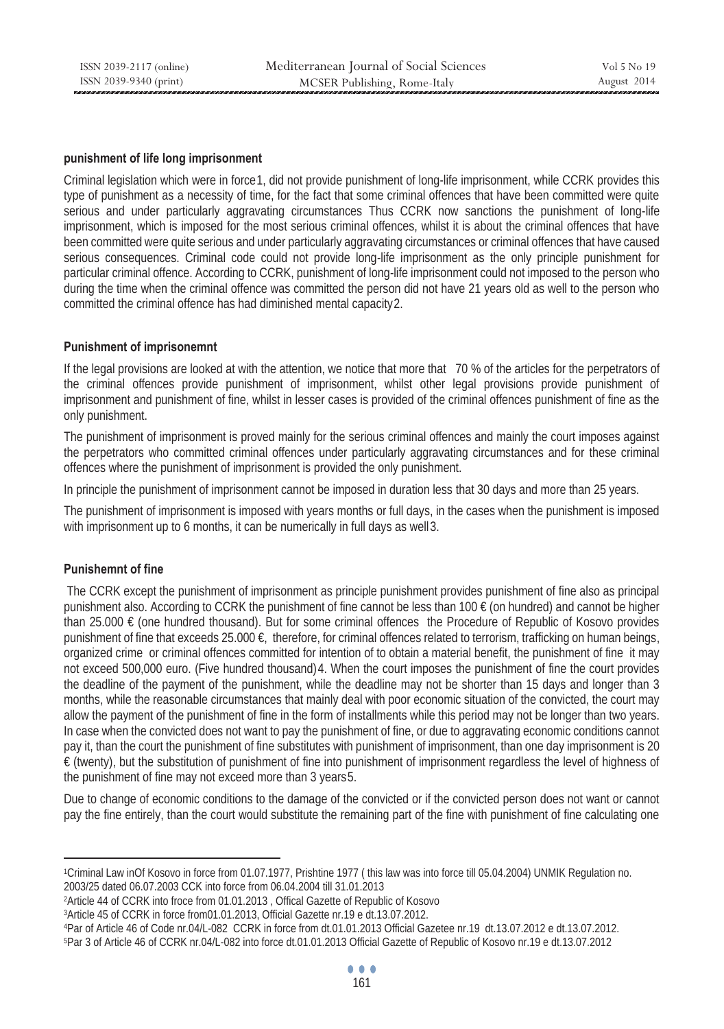**punishment of life long imprisonment**

Criminal legislation which were in force[1], did not provide punishment of long-life imprisonment, while CCRK provides this type of punishment as a necessity of time, for the fact that some criminal offences that have been committed were quite serious and under particularly aggravating circumstances Thus CCRK now sanctions the punishment of long-life imprisonment, which is imposed for the most serious criminal offences, whilst it is about the criminal offences that have been committed were quite serious and under particularly aggravating circumstances or criminal offences that have caused serious consequences. Criminal code could not provide long-life imprisonment as the only principle punishment for particular criminal offence. According to CCRK, punishment of long-life imprisonment could not imposed to the person who during the time when the criminal offence was committed the person did not have 21 years old as well to the person who committed the criminal offence has had diminished mental capacity[2].

**Punishment of imprisonemnt**

If the legal provisions are looked at with the attention, we notice that more that 70 % of the articles for the perpetrators of the criminal offences provide punishment of imprisonment, whilst other legal provisions provide punishment of imprisonment and punishment of fine, whilst in lesser cases is provided of the criminal offences punishment of fine as the only punishment.

The punishment of imprisonment is proved mainly for the serious criminal offences and mainly the court imposes against the perpetrators who committed criminal offences under particularly aggravating circumstances and for these criminal offences where the punishment of imprisonment is provided the only punishment.

In principle the punishment of imprisonment cannot be imposed in duration less that 30 days and more than 25 years.

The punishment of imprisonment is imposed with years months or full days, in the cases when the punishment is imposed with imprisonment up to 6 months, it can be numerically in full days as well[3].

**Punishemnt of fine**

The CCRK except the punishment of imprisonment as principle punishment provides punishment of fine also as principal punishment also. According to CCRK the punishment of fine cannot be less than 100 € (on hundred) and cannot be higher than 25.000 € (one hundred thousand). But for some criminal offences the Procedure of Republic of Kosovo provides punishment of fine that exceeds 25.000 €, therefore, for criminal offences related to terrorism, trafficking on human beings, organized crime or criminal offences committed for intention of to obtain a material benefit, the punishment of fine it may not exceed 500,000 euro. (Five hundred thousand)[4]. When the court imposes the punishment of fine the court provides the deadline of the payment of the punishment, while the deadline may not be shorter than 15 days and longer than 3 months, while the reasonable circumstances that mainly deal with poor economic situation of the convicted, the court may allow the payment of the punishment of fine in the form of installments while this period may not be longer than two years. In case when the convicted does not want to pay the punishment of fine, or due to aggravating economic conditions cannot pay it, than the court the punishment of fine substitutes with punishment of imprisonment, than one day imprisonment is 20 € (twenty), but the substitution of punishment of fine into punishment of imprisonment regardless the level of highness of the punishment of fine may not exceed more than 3 years[5].

Due to change of economic conditions to the damage of the convicted or if the convicted person does not want or cannot pay the fine entirely, than the court would substitute the remaining part of the fine with punishment of fine calculating one

---

[1] Criminal Law inOf Kosovo in force from 01.07.1977, Prishtine 1977 ( this law was into force till 05.04.2004) UNMIK Regulation no. 2003/25 dated 06.07.2003 CCK into force from 06.04.2004 till 31.01.2013

[2] Article 44 of CCRK into froce from 01.01.2013 , Offical Gazette of Republic of Kosovo

[3] Article 45 of CCRK in force from01.01.2013, Official Gazette nr.19 e dt.13.07.2012.

[4] Par of Article 46 of Code nr.04/L-082 CCRK in force from dt.01.01.2013 Official Gazetee nr.19 dt.13.07.2012 e dt.13.07.2012.

[5] Par 3 of Article 46 of CCRK nr.04/L-082 into force dt.01.01.2013 Official Gazette of Republic of Kosovo nr.19 e dt.13.07.2012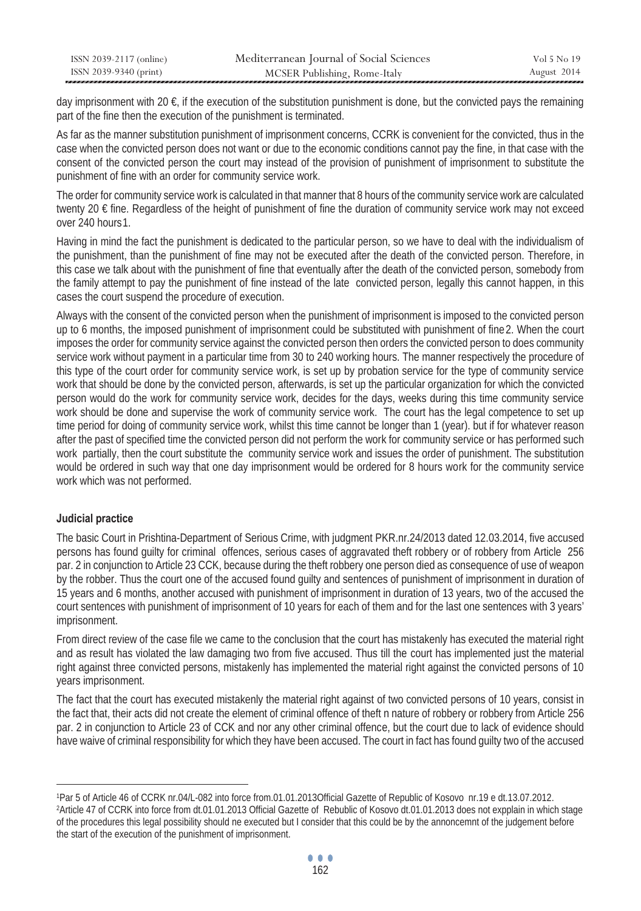day imprisonment with 20 €, if the execution of the substitution punishment is done, but the convicted pays the remaining part of the fine then the execution of the punishment is terminated.

As far as the manner substitution punishment of imprisonment concerns, CCRK is convenient for the convicted, thus in the case when the convicted person does not want or due to the economic conditions cannot pay the fine, in that case with the consent of the convicted person the court may instead of the provision of punishment of imprisonment to substitute the punishment of fine with an order for community service work.

The order for community service work is calculated in that manner that 8 hours of the community service work are calculated twenty 20 € fine. Regardless of the height of punishment of fine the duration of community service work may not exceed over 240 hours[1].

Having in mind the fact the punishment is dedicated to the particular person, so we have to deal with the individualism of the punishment, than the punishment of fine may not be executed after the death of the convicted person. Therefore, in this case we talk about with the punishment of fine that eventually after the death of the convicted person, somebody from the family attempt to pay the punishment of fine instead of the late convicted person, legally this cannot happen, in this cases the court suspend the procedure of execution.

Always with the consent of the convicted person when the punishment of imprisonment is imposed to the convicted person up to 6 months, the imposed punishment of imprisonment could be substituted with punishment of fine[2]. When the court imposes the order for community service against the convicted person then orders the convicted person to does community service work without payment in a particular time from 30 to 240 working hours. The manner respectively the procedure of this type of the court order for community service work, is set up by probation service for the type of community service work that should be done by the convicted person, afterwards, is set up the particular organization for which the convicted person would do the work for community service work, decides for the days, weeks during this time community service work should be done and supervise the work of community service work. The court has the legal competence to set up time period for doing of community service work, whilst this time cannot be longer than 1 (year). but if for whatever reason after the past of specified time the convicted person did not perform the work for community service or has performed such work partially, then the court substitute the community service work and issues the order of punishment. The substitution would be ordered in such way that one day imprisonment would be ordered for 8 hours work for the community service work which was not performed.

#### Judicial practice

The basic Court in Prishtina-Department of Serious Crime, with judgment PKR.nr.24/2013 dated 12.03.2014, five accused persons has found guilty for criminal offences, serious cases of aggravated theft robbery or of robbery from Article 256 par. 2 in conjunction to Article 23 CCK, because during the theft robbery one person died as consequence of use of weapon by the robber. Thus the court one of the accused found guilty and sentences of punishment of imprisonment in duration of 15 years and 6 months, another accused with punishment of imprisonment in duration of 13 years, two of the accused the court sentences with punishment of imprisonment of 10 years for each of them and for the last one sentences with 3 years' imprisonment.

From direct review of the case file we came to the conclusion that the court has mistakenly has executed the material right and as result has violated the law damaging two from five accused. Thus till the court has implemented just the material right against three convicted persons, mistakenly has implemented the material right against the convicted persons of 10 years imprisonment.

The fact that the court has executed mistakenly the material right against of two convicted persons of 10 years, consist in the fact that, their acts did not create the element of criminal offence of theft n nature of robbery or robbery from Article 256 par. 2 in conjunction to Article 23 of CCK and nor any other criminal offence, but the court due to lack of evidence should have waive of criminal responsibility for which they have been accused. The court in fact has found guilty two of the accused

---

[1] Par 5 of Article 46 of CCRK nr.04/L-082 into force from.01.01.2013Official Gazette of Republic of Kosovo nr.19 e dt.13.07.2012.

[2] Article 47 of CCRK into force from dt.01.01.2013 Official Gazette of Rebublic of Kosovo dt.01.01.2013 does not expplain in which stage of the procedures this legal possibility should ne executed but I consider that this could be by the annoncemnt of the judgement before the start of the execution of the punishment of imprisonment.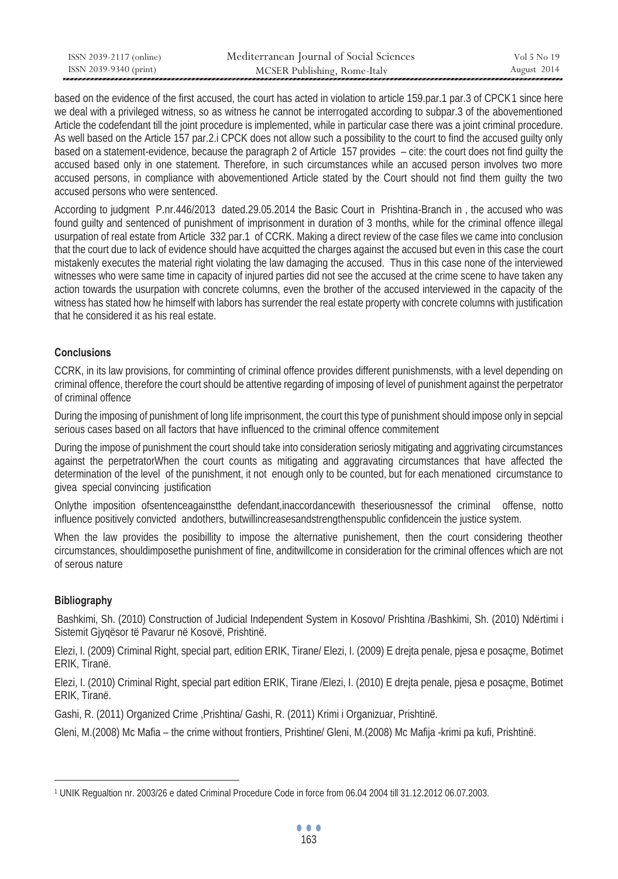based on the evidence of the first accused, the court has acted in violation to article 159.par.1 par.3 of CPCK[1] since here we deal with a privileged witness, so as witness he cannot be interrogated according to subpar.3 of the abovementioned Article the codefendant till the joint procedure is implemented, while in particular case there was a joint criminal procedure. As well based on the Article 157 par.2.i CPCK does not allow such a possibility to the court to find the accused guilty only based on a statement-evidence, because the paragraph 2 of Article 157 provides – cite: the court does not find guilty the accused based only in one statement. Therefore, in such circumstances while an accused person involves two more accused persons, in compliance with abovementioned Article stated by the Court should not find them guilty the two accused persons who were sentenced.

According to judgment P.nr.446/2013 dated.29.05.2014 the Basic Court in Prishtina-Branch in , the accused who was found guilty and sentenced of punishment of imprisonment in duration of 3 months, while for the criminal offence illegal usurpation of real estate from Article 332 par.1 of CCRK. Making a direct review of the case files we came into conclusion that the court due to lack of evidence should have acquitted the charges against the accused but even in this case the court mistakenly executes the material right violating the law damaging the accused. Thus in this case none of the interviewed witnesses who were same time in capacity of injured parties did not see the accused at the crime scene to have taken any action towards the usurpation with concrete columns, even the brother of the accused interviewed in the capacity of the witness has stated how he himself with labors has surrender the real estate property with concrete columns with justification that he considered it as his real estate.

## Conclusions

CCRK, in its law provisions, for comminting of criminal offence provides different punishmensts, with a level depending on criminal offence, therefore the court should be attentive regarding of imposing of level of punishment against the perpetrator of criminal offence

During the imposing of punishment of long life imprisonment, the court this type of punishment should impose only in sepcial serious cases based on all factors that have influenced to the criminal offence commitement

During the impose of punishment the court should take into consideration seriosly mitigating and aggrivating circumstances against the perpetratorWhen the court counts as mitigating and aggravating circumstances that have affected the determination of the level of the punishment, it not enough only to be counted, but for each menationed circumstance to givea special convincing justification

Onlythe imposition ofsentenceagainstthe defendant,inaccordancewith theseriousnessof the criminal offense, notto influence positively convicted andothers, butwillincreasesandstrengthenspublic confidencein the justice system.

When the law provides the posibillity to impose the alternative punishement, then the court considering theother circumstances, shouldimposethe punishment of fine, anditwillcome in consideration for the criminal offences which are not of serous nature

## Bibliography

Bashkimi, Sh. (2010) Construction of Judicial Independent System in Kosovo/ Prishtina /Bashkimi, Sh. (2010) Ndërtimi i Sistemit Gjyqësor të Pavarur në Kosovë, Prishtinë.

Elezi, I. (2009) Criminal Right, special part, edition ERIK, Tirane/ Elezi, I. (2009) E drejta penale, pjesa e posaçme, Botimet ERIK, Tiranë.

Elezi, I. (2010) Criminal Right, special part edition ERIK, Tirane /Elezi, I. (2010) E drejta penale, pjesa e posaçme, Botimet ERIK, Tiranë.

Gashi, R. (2011) Organized Crime ,Prishtina/ Gashi, R. (2011) Krimi i Organizuar, Prishtinë.

Gleni, M.(2008) Mc Mafia – the crime without frontiers, Prishtine/ Gleni, M.(2008) Mc Mafija -krimi pa kufi, Prishtinë.

---

[1] UNIK Regualtion nr. 2003/26 e dated Criminal Procedure Code in force from 06.04 2004 till 31.12.2012 06.07.2003.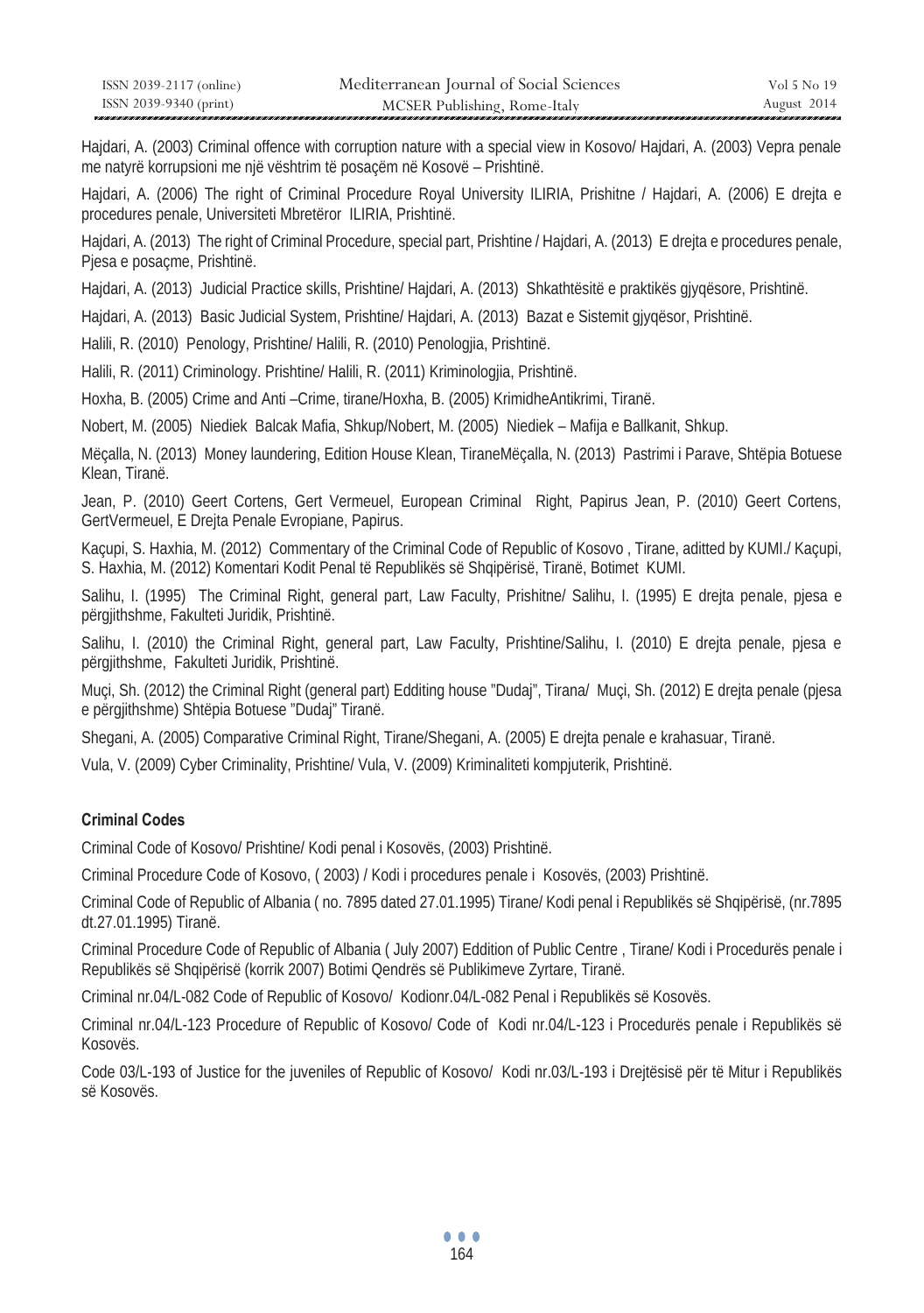Hajdari, A. (2003) Criminal offence with corruption nature with a special view in Kosovo/ Hajdari, A. (2003) Vepra penale me natyrë korrupsioni me një vështrim të posaçëm në Kosovë – Prishtinë.

Hajdari, A. (2006) The right of Criminal Procedure Royal University ILIRIA, Prishitne / Hajdari, A. (2006) E drejta e procedures penale, Universiteti Mbretëror ILIRIA, Prishtinë.

Hajdari, A. (2013) The right of Criminal Procedure, special part, Prishtine / Hajdari, A. (2013) E drejta e procedures penale, Pjesa e posaçme, Prishtinë.

Hajdari, A. (2013) Judicial Practice skills, Prishtine/ Hajdari, A. (2013) Shkathtësitë e praktikës gjyqësore, Prishtinë.

Hajdari, A. (2013) Basic Judicial System, Prishtine/ Hajdari, A. (2013) Bazat e Sistemit gjyqësor, Prishtinë.

Halili, R. (2010) Penology, Prishtine/ Halili, R. (2010) Penologjia, Prishtinë.

Halili, R. (2011) Criminology. Prishtine/ Halili, R. (2011) Kriminologjia, Prishtinë.

Hoxha, B. (2005) Crime and Anti –Crime, tirane/Hoxha, B. (2005) KrimidheAntikrimi, Tiranë.

Nobert, M. (2005) Niediek Balcak Mafia, Shkup/Nobert, M. (2005) Niediek – Mafija e Ballkanit, Shkup.

Mëçalla, N. (2013) Money laundering, Edition House Klean, TiraneMëçalla, N. (2013) Pastrimi i Parave, Shtëpia Botuese Klean, Tiranë.

Jean, P. (2010) Geert Cortens, Gert Vermeuel, European Criminal Right, Papirus Jean, P. (2010) Geert Cortens, GertVermeuel, E Drejta Penale Evropiane, Papirus.

Kaçupi, S. Haxhia, M. (2012) Commentary of the Criminal Code of Republic of Kosovo , Tirane, aditted by KUMI./ Kaçupi, S. Haxhia, M. (2012) Komentari Kodit Penal të Republikës së Shqipërisë, Tiranë, Botimet KUMI.

Salihu, I. (1995) The Criminal Right, general part, Law Faculty, Prishitne/ Salihu, I. (1995) E drejta penale, pjesa e përgjithshme, Fakulteti Juridik, Prishtinë.

Salihu, I. (2010) the Criminal Right, general part, Law Faculty, Prishtine/Salihu, I. (2010) E drejta penale, pjesa e përgjithshme, Fakulteti Juridik, Prishtinë.

Muçi, Sh. (2012) the Criminal Right (general part) Edditing house "Dudaj", Tirana/ Muçi, Sh. (2012) E drejta penale (pjesa e përgjithshme) Shtëpia Botuese "Dudaj" Tiranë.

Shegani, A. (2005) Comparative Criminal Right, Tirane/Shegani, A. (2005) E drejta penale e krahasuar, Tiranë.

Vula, V. (2009) Cyber Criminality, Prishtine/ Vula, V. (2009) Kriminaliteti kompjuterik, Prishtinë.

**Criminal Codes**

Criminal Code of Kosovo/ Prishtine/ Kodi penal i Kosovës, (2003) Prishtinë.

Criminal Procedure Code of Kosovo, ( 2003) / Kodi i procedures penale i Kosovës, (2003) Prishtinë.

Criminal Code of Republic of Albania ( no. 7895 dated 27.01.1995) Tirane/ Kodi penal i Republikës së Shqipërisë, (nr.7895 dt.27.01.1995) Tiranë.

Criminal Procedure Code of Republic of Albania ( July 2007) Eddition of Public Centre , Tirane/ Kodi i Procedurës penale i Republikës së Shqipërisë (korrik 2007) Botimi Qendrës së Publikimeve Zyrtare, Tiranë.

Criminal nr.04/L-082 Code of Republic of Kosovo/ Kodionr.04/L-082 Penal i Republikës së Kosovës.

Criminal nr.04/L-123 Procedure of Republic of Kosovo/ Code of Kodi nr.04/L-123 i Procedurës penale i Republikës së Kosovës.

Code 03/L-193 of Justice for the juveniles of Republic of Kosovo/ Kodi nr.03/L-193 i Drejtësisë për të Mitur i Republikës së Kosovës.